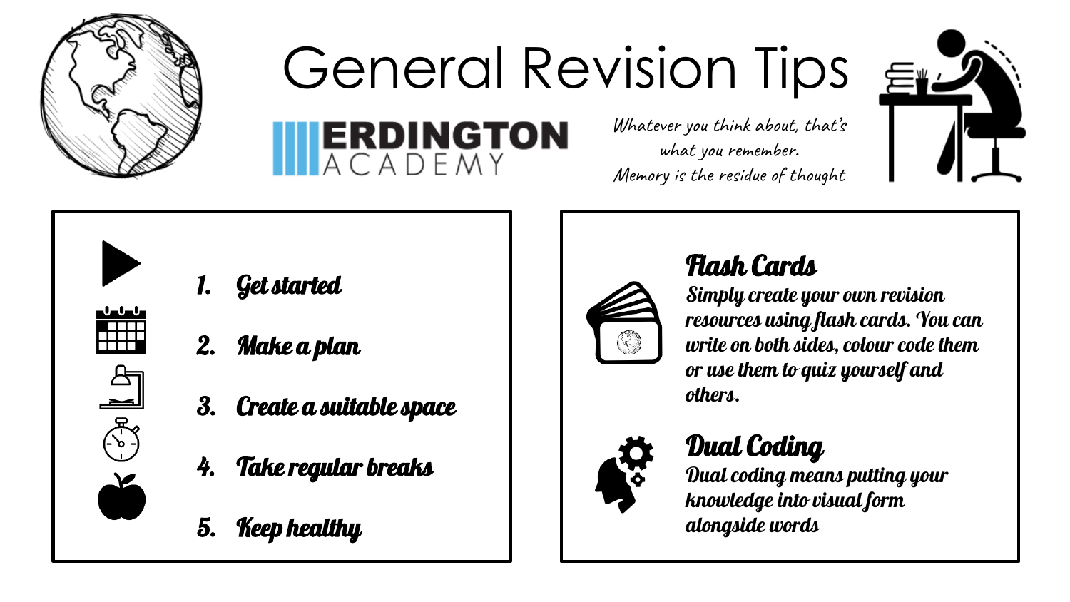# General Revision Tips

ERDINGTON ACADEMY

*Whatever you think about, that's what you remember.*
*Memory is the residue of thought*

1. Get started
2. Make a plan
3. Create a suitable space
4. Take regular breaks
5. Keep healthy

## Flash Cards

Simply create your own revision resources using flash cards. You can write on both sides, colour code them or use them to quiz yourself and others.

## Dual Coding

Dual coding means putting your knowledge into visual form alongside words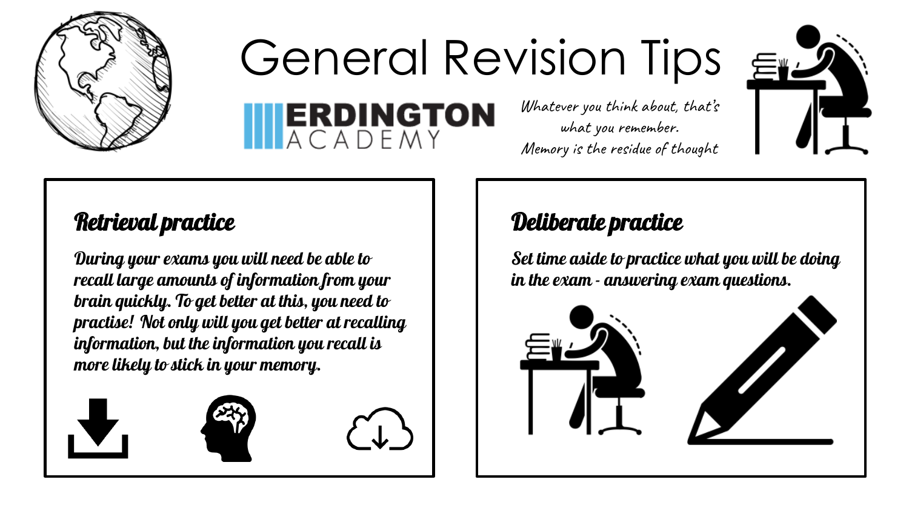# General Revision Tips

ERDINGTON ACADEMY

*Whatever you think about, that's what you remember. Memory is the residue of thought*

## Retrieval practice

During your exams you will need be able to recall large amounts of information from your brain quickly. To get better at this, you need to practise! Not only will you get better at recalling information, but the information you recall is more likely to stick in your memory.

## Deliberate practice

Set time aside to practice what you will be doing in the exam - answering exam questions.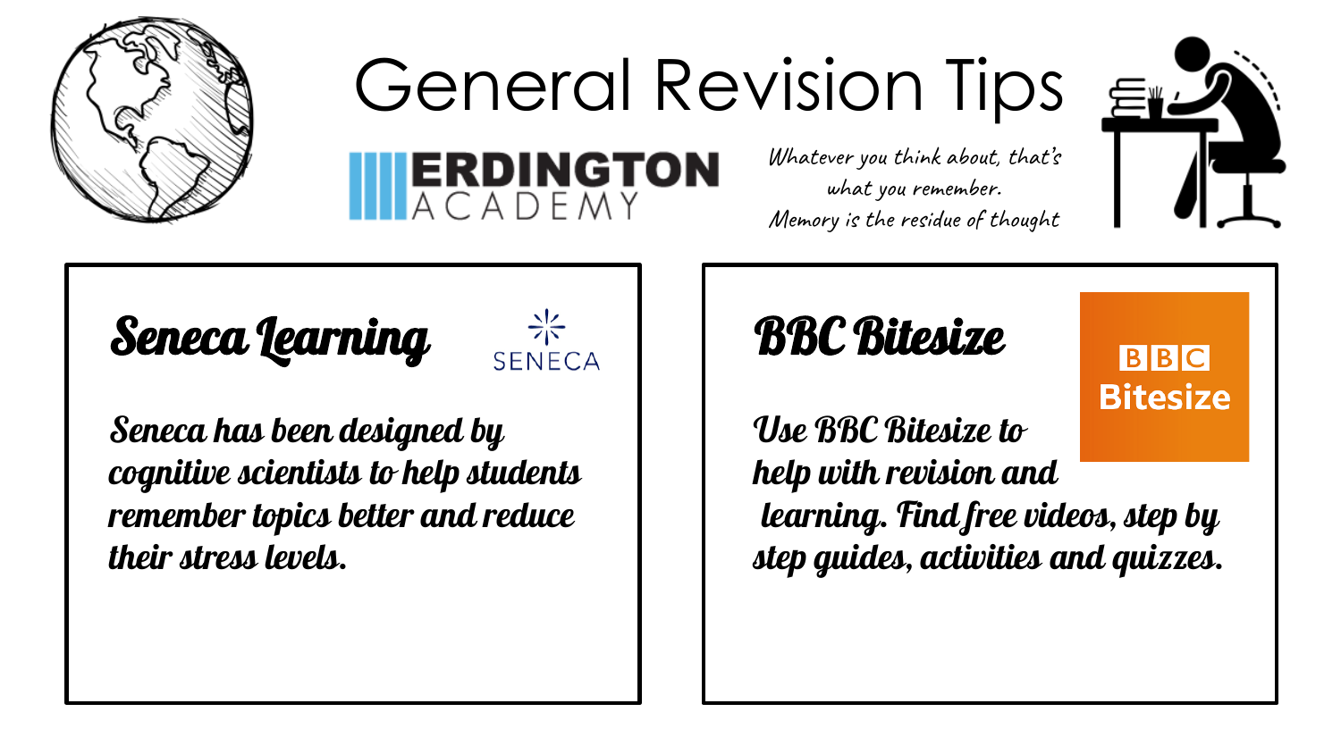# General Revision Tips

ERDINGTON ACADEMY

*Whatever you think about, that's what you remember. Memory is the residue of thought*

## Seneca Learning

SENECA

Seneca has been designed by cognitive scientists to help students remember topics better and reduce their stress levels.

## BBC Bitesize

BBC Bitesize

Use BBC Bitesize to help with revision and learning. Find free videos, step by step guides, activities and quizzes.